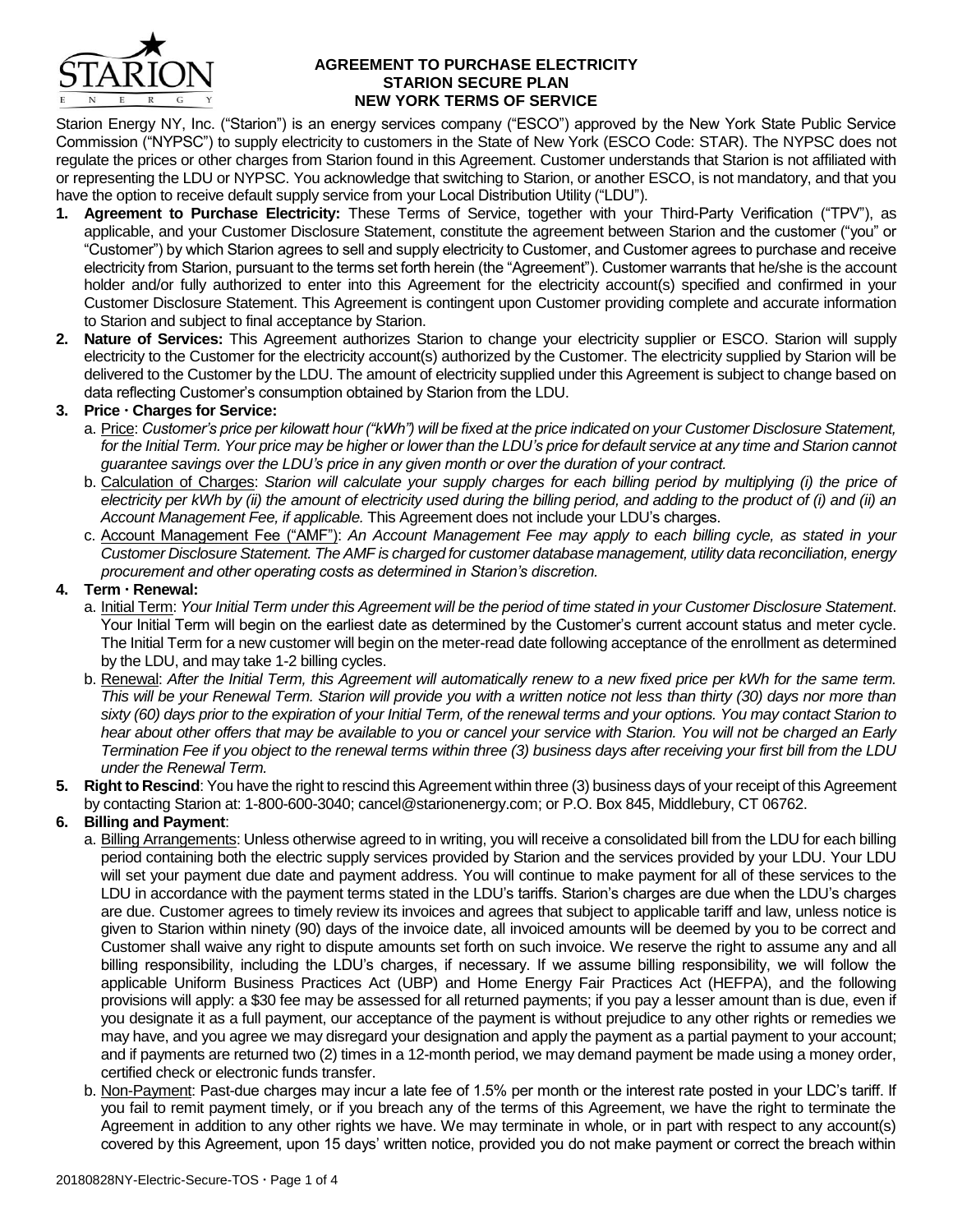# AGREEMENT TO PURCHASE ELECTRICITY
## STARION SECURE PLAN
## NEW YORK TERMS OF SERVICE

Starion Energy NY, Inc. ("Starion") is an energy services company ("ESCO") approved by the New York State Public Service Commission ("NYPSC") to supply electricity to customers in the State of New York (ESCO Code: STAR). The NYPSC does not regulate the prices or other charges from Starion found in this Agreement. Customer understands that Starion is not affiliated with or representing the LDU or NYPSC. You acknowledge that switching to Starion, or another ESCO, is not mandatory, and that you have the option to receive default supply service from your Local Distribution Utility ("LDU").

1. **Agreement to Purchase Electricity:** These Terms of Service, together with your Third-Party Verification ("TPV"), as applicable, and your Customer Disclosure Statement, constitute the agreement between Starion and the customer ("you" or "Customer") by which Starion agrees to sell and supply electricity to Customer, and Customer agrees to purchase and receive electricity from Starion, pursuant to the terms set forth herein (the "Agreement"). Customer warrants that he/she is the account holder and/or fully authorized to enter into this Agreement for the electricity account(s) specified and confirmed in your Customer Disclosure Statement. This Agreement is contingent upon Customer providing complete and accurate information to Starion and subject to final acceptance by Starion.
2. **Nature of Services:** This Agreement authorizes Starion to change your electricity supplier or ESCO. Starion will supply electricity to the Customer for the electricity account(s) authorized by the Customer. The electricity supplied by Starion will be delivered to the Customer by the LDU. The amount of electricity supplied under this Agreement is subject to change based on data reflecting Customer's consumption obtained by Starion from the LDU.
3. **Price · Charges for Service:**
   a. Price: *Customer's price per kilowatt hour ("kWh") will be fixed at the price indicated on your Customer Disclosure Statement, for the Initial Term. Your price may be higher or lower than the LDU's price for default service at any time and Starion cannot guarantee savings over the LDU's price in any given month or over the duration of your contract.*
   b. Calculation of Charges: *Starion will calculate your supply charges for each billing period by multiplying (i) the price of electricity per kWh by (ii) the amount of electricity used during the billing period, and adding to the product of (i) and (ii) an Account Management Fee, if applicable.* This Agreement does not include your LDU's charges.
   c. Account Management Fee ("AMF"): *An Account Management Fee may apply to each billing cycle, as stated in your Customer Disclosure Statement. The AMF is charged for customer database management, utility data reconciliation, energy procurement and other operating costs as determined in Starion's discretion.*
4. **Term · Renewal:**
   a. Initial Term: *Your Initial Term under this Agreement will be the period of time stated in your Customer Disclosure Statement*. Your Initial Term will begin on the earliest date as determined by the Customer's current account status and meter cycle. The Initial Term for a new customer will begin on the meter-read date following acceptance of the enrollment as determined by the LDU, and may take 1-2 billing cycles.
   b. Renewal: *After the Initial Term, this Agreement will automatically renew to a new fixed price per kWh for the same term. This will be your Renewal Term. Starion will provide you with a written notice not less than thirty (30) days nor more than sixty (60) days prior to the expiration of your Initial Term, of the renewal terms and your options. You may contact Starion to hear about other offers that may be available to you or cancel your service with Starion. You will not be charged an Early Termination Fee if you object to the renewal terms within three (3) business days after receiving your first bill from the LDU under the Renewal Term.*
5. **Right to Rescind**: You have the right to rescind this Agreement within three (3) business days of your receipt of this Agreement by contacting Starion at: 1-800-600-3040; cancel@starionenergy.com; or P.O. Box 845, Middlebury, CT 06762.
6. **Billing and Payment**:
   a. Billing Arrangements: Unless otherwise agreed to in writing, you will receive a consolidated bill from the LDU for each billing period containing both the electric supply services provided by Starion and the services provided by your LDU. Your LDU will set your payment due date and payment address. You will continue to make payment for all of these services to the LDU in accordance with the payment terms stated in the LDU's tariffs. Starion's charges are due when the LDU's charges are due. Customer agrees to timely review its invoices and agrees that subject to applicable tariff and law, unless notice is given to Starion within ninety (90) days of the invoice date, all invoiced amounts will be deemed by you to be correct and Customer shall waive any right to dispute amounts set forth on such invoice. We reserve the right to assume any and all billing responsibility, including the LDU's charges, if necessary. If we assume billing responsibility, we will follow the applicable Uniform Business Practices Act (UBP) and Home Energy Fair Practices Act (HEFPA), and the following provisions will apply: a $30 fee may be assessed for all returned payments; if you pay a lesser amount than is due, even if you designate it as a full payment, our acceptance of the payment is without prejudice to any other rights or remedies we may have, and you agree we may disregard your designation and apply the payment as a partial payment to your account; and if payments are returned two (2) times in a 12-month period, we may demand payment be made using a money order, certified check or electronic funds transfer.
   b. Non-Payment: Past-due charges may incur a late fee of 1.5% per month or the interest rate posted in your LDC's tariff. If you fail to remit payment timely, or if you breach any of the terms of this Agreement, we have the right to terminate the Agreement in addition to any other rights we have. We may terminate in whole, or in part with respect to any account(s) covered by this Agreement, upon 15 days' written notice, provided you do not make payment or correct the breach within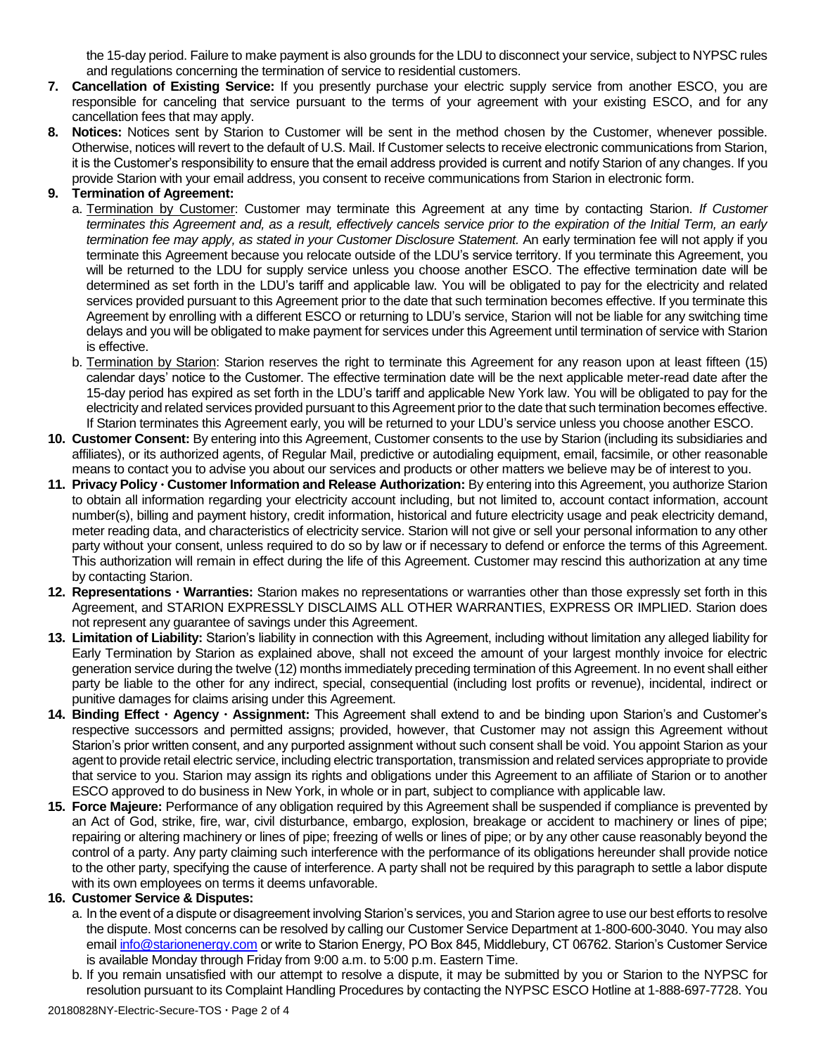the 15-day period. Failure to make payment is also grounds for the LDU to disconnect your service, subject to NYPSC rules and regulations concerning the termination of service to residential customers.

7. **Cancellation of Existing Service:** If you presently purchase your electric supply service from another ESCO, you are responsible for canceling that service pursuant to the terms of your agreement with your existing ESCO, and for any cancellation fees that may apply.
8. **Notices:** Notices sent by Starion to Customer will be sent in the method chosen by the Customer, whenever possible. Otherwise, notices will revert to the default of U.S. Mail. If Customer selects to receive electronic communications from Starion, it is the Customer's responsibility to ensure that the email address provided is current and notify Starion of any changes. If you provide Starion with your email address, you consent to receive communications from Starion in electronic form.
9. **Termination of Agreement:**
   a. <u>Termination by Customer</u>: Customer may terminate this Agreement at any time by contacting Starion. *If Customer terminates this Agreement and, as a result, effectively cancels service prior to the expiration of the Initial Term, an early termination fee may apply, as stated in your Customer Disclosure Statement.* An early termination fee will not apply if you terminate this Agreement because you relocate outside of the LDU's service territory. If you terminate this Agreement, you will be returned to the LDU for supply service unless you choose another ESCO. The effective termination date will be determined as set forth in the LDU's tariff and applicable law. You will be obligated to pay for the electricity and related services provided pursuant to this Agreement prior to the date that such termination becomes effective. If you terminate this Agreement by enrolling with a different ESCO or returning to LDU's service, Starion will not be liable for any switching time delays and you will be obligated to make payment for services under this Agreement until termination of service with Starion is effective.

   b. <u>Termination by Starion</u>: Starion reserves the right to terminate this Agreement for any reason upon at least fifteen (15) calendar days' notice to the Customer. The effective termination date will be the next applicable meter-read date after the 15-day period has expired as set forth in the LDU's tariff and applicable New York law. You will be obligated to pay for the electricity and related services provided pursuant to this Agreement prior to the date that such termination becomes effective. If Starion terminates this Agreement early, you will be returned to your LDU's service unless you choose another ESCO.
10. **Customer Consent:** By entering into this Agreement, Customer consents to the use by Starion (including its subsidiaries and affiliates), or its authorized agents, of Regular Mail, predictive or autodialing equipment, email, facsimile, or other reasonable means to contact you to advise you about our services and products or other matters we believe may be of interest to you.
11. **Privacy Policy · Customer Information and Release Authorization:** By entering into this Agreement, you authorize Starion to obtain all information regarding your electricity account including, but not limited to, account contact information, account number(s), billing and payment history, credit information, historical and future electricity usage and peak electricity demand, meter reading data, and characteristics of electricity service. Starion will not give or sell your personal information to any other party without your consent, unless required to do so by law or if necessary to defend or enforce the terms of this Agreement. This authorization will remain in effect during the life of this Agreement. Customer may rescind this authorization at any time by contacting Starion.
12. **Representations · Warranties:** Starion makes no representations or warranties other than those expressly set forth in this Agreement, and STARION EXPRESSLY DISCLAIMS ALL OTHER WARRANTIES, EXPRESS OR IMPLIED. Starion does not represent any guarantee of savings under this Agreement.
13. **Limitation of Liability:** Starion's liability in connection with this Agreement, including without limitation any alleged liability for Early Termination by Starion as explained above, shall not exceed the amount of your largest monthly invoice for electric generation service during the twelve (12) months immediately preceding termination of this Agreement. In no event shall either party be liable to the other for any indirect, special, consequential (including lost profits or revenue), incidental, indirect or punitive damages for claims arising under this Agreement.
14. **Binding Effect · Agency · Assignment:** This Agreement shall extend to and be binding upon Starion's and Customer's respective successors and permitted assigns; provided, however, that Customer may not assign this Agreement without Starion's prior written consent, and any purported assignment without such consent shall be void. You appoint Starion as your agent to provide retail electric service, including electric transportation, transmission and related services appropriate to provide that service to you. Starion may assign its rights and obligations under this Agreement to an affiliate of Starion or to another ESCO approved to do business in New York, in whole or in part, subject to compliance with applicable law.
15. **Force Majeure:** Performance of any obligation required by this Agreement shall be suspended if compliance is prevented by an Act of God, strike, fire, war, civil disturbance, embargo, explosion, breakage or accident to machinery or lines of pipe; repairing or altering machinery or lines of pipe; freezing of wells or lines of pipe; or by any other cause reasonably beyond the control of a party. Any party claiming such interference with the performance of its obligations hereunder shall provide notice to the other party, specifying the cause of interference. A party shall not be required by this paragraph to settle a labor dispute with its own employees on terms it deems unfavorable.
16. **Customer Service & Disputes:**
   a. In the event of a dispute or disagreement involving Starion's services, you and Starion agree to use our best efforts to resolve the dispute. Most concerns can be resolved by calling our Customer Service Department at 1-800-600-3040. You may also email info@starionenergy.com or write to Starion Energy, PO Box 845, Middlebury, CT 06762. Starion's Customer Service is available Monday through Friday from 9:00 a.m. to 5:00 p.m. Eastern Time.

   b. If you remain unsatisfied with our attempt to resolve a dispute, it may be submitted by you or Starion to the NYPSC for resolution pursuant to its Complaint Handling Procedures by contacting the NYPSC ESCO Hotline at 1-888-697-7728. You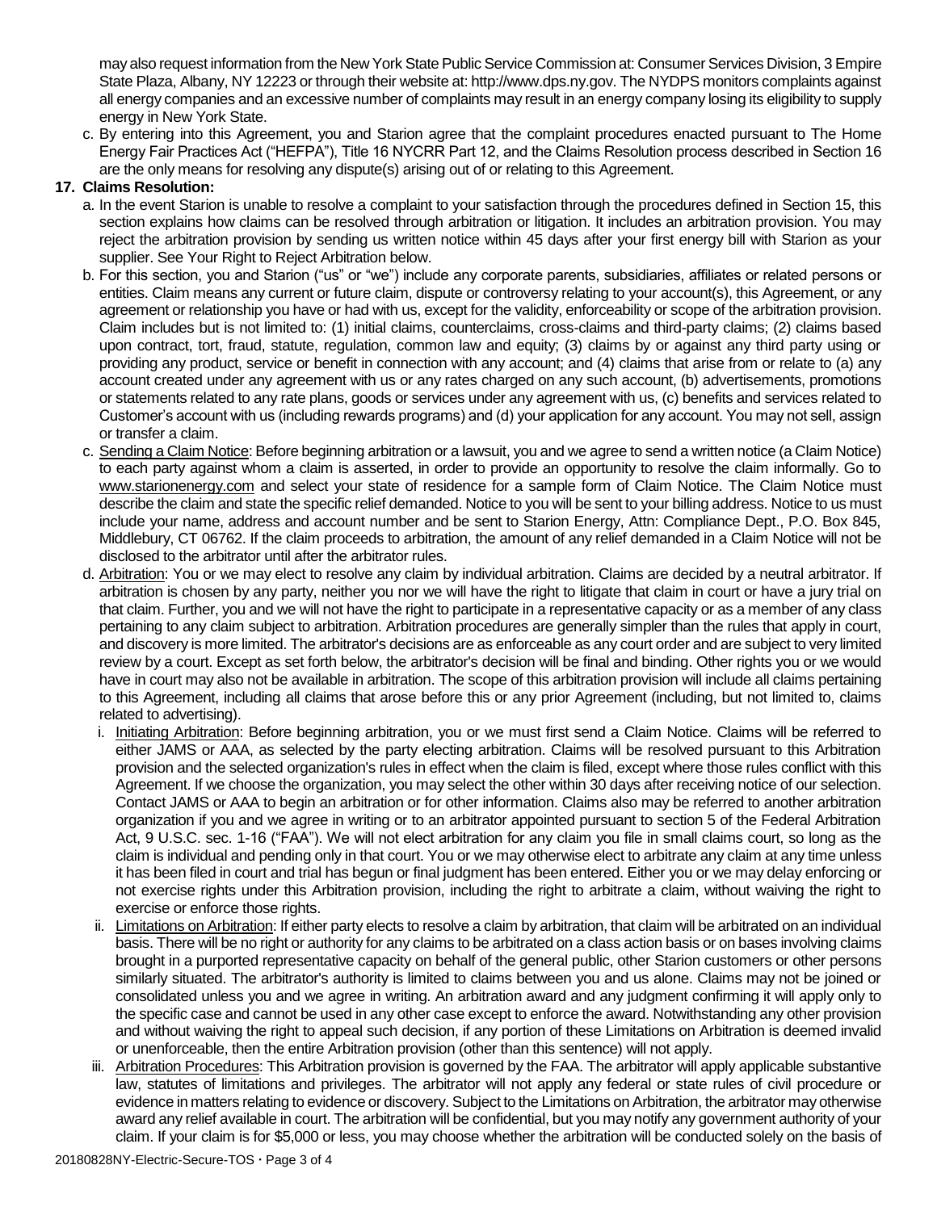may also request information from the New York State Public Service Commission at: Consumer Services Division, 3 Empire State Plaza, Albany, NY 12223 or through their website at: http://www.dps.ny.gov. The NYDPS monitors complaints against all energy companies and an excessive number of complaints may result in an energy company losing its eligibility to supply energy in New York State.

c. By entering into this Agreement, you and Starion agree that the complaint procedures enacted pursuant to The Home Energy Fair Practices Act ("HEFPA"), Title 16 NYCRR Part 12, and the Claims Resolution process described in Section 16 are the only means for resolving any dispute(s) arising out of or relating to this Agreement.

**17. Claims Resolution:**

a. In the event Starion is unable to resolve a complaint to your satisfaction through the procedures defined in Section 15, this section explains how claims can be resolved through arbitration or litigation. It includes an arbitration provision. You may reject the arbitration provision by sending us written notice within 45 days after your first energy bill with Starion as your supplier. See Your Right to Reject Arbitration below.

b. For this section, you and Starion ("us" or "we") include any corporate parents, subsidiaries, affiliates or related persons or entities. Claim means any current or future claim, dispute or controversy relating to your account(s), this Agreement, or any agreement or relationship you have or had with us, except for the validity, enforceability or scope of the arbitration provision. Claim includes but is not limited to: (1) initial claims, counterclaims, cross-claims and third-party claims; (2) claims based upon contract, tort, fraud, statute, regulation, common law and equity; (3) claims by or against any third party using or providing any product, service or benefit in connection with any account; and (4) claims that arise from or relate to (a) any account created under any agreement with us or any rates charged on any such account, (b) advertisements, promotions or statements related to any rate plans, goods or services under any agreement with us, (c) benefits and services related to Customer's account with us (including rewards programs) and (d) your application for any account. You may not sell, assign or transfer a claim.

c. Sending a Claim Notice: Before beginning arbitration or a lawsuit, you and we agree to send a written notice (a Claim Notice) to each party against whom a claim is asserted, in order to provide an opportunity to resolve the claim informally. Go to www.starionenergy.com and select your state of residence for a sample form of Claim Notice. The Claim Notice must describe the claim and state the specific relief demanded. Notice to you will be sent to your billing address. Notice to us must include your name, address and account number and be sent to Starion Energy, Attn: Compliance Dept., P.O. Box 845, Middlebury, CT 06762. If the claim proceeds to arbitration, the amount of any relief demanded in a Claim Notice will not be disclosed to the arbitrator until after the arbitrator rules.

d. Arbitration: You or we may elect to resolve any claim by individual arbitration. Claims are decided by a neutral arbitrator. If arbitration is chosen by any party, neither you nor we will have the right to litigate that claim in court or have a jury trial on that claim. Further, you and we will not have the right to participate in a representative capacity or as a member of any class pertaining to any claim subject to arbitration. Arbitration procedures are generally simpler than the rules that apply in court, and discovery is more limited. The arbitrator's decisions are as enforceable as any court order and are subject to very limited review by a court. Except as set forth below, the arbitrator's decision will be final and binding. Other rights you or we would have in court may also not be available in arbitration. The scope of this arbitration provision will include all claims pertaining to this Agreement, including all claims that arose before this or any prior Agreement (including, but not limited to, claims related to advertising).

i. Initiating Arbitration: Before beginning arbitration, you or we must first send a Claim Notice. Claims will be referred to either JAMS or AAA, as selected by the party electing arbitration. Claims will be resolved pursuant to this Arbitration provision and the selected organization's rules in effect when the claim is filed, except where those rules conflict with this Agreement. If we choose the organization, you may select the other within 30 days after receiving notice of our selection. Contact JAMS or AAA to begin an arbitration or for other information. Claims also may be referred to another arbitration organization if you and we agree in writing or to an arbitrator appointed pursuant to section 5 of the Federal Arbitration Act, 9 U.S.C. sec. 1-16 ("FAA"). We will not elect arbitration for any claim you file in small claims court, so long as the claim is individual and pending only in that court. You or we may otherwise elect to arbitrate any claim at any time unless it has been filed in court and trial has begun or final judgment has been entered. Either you or we may delay enforcing or not exercise rights under this Arbitration provision, including the right to arbitrate a claim, without waiving the right to exercise or enforce those rights.

ii. Limitations on Arbitration: If either party elects to resolve a claim by arbitration, that claim will be arbitrated on an individual basis. There will be no right or authority for any claims to be arbitrated on a class action basis or on bases involving claims brought in a purported representative capacity on behalf of the general public, other Starion customers or other persons similarly situated. The arbitrator's authority is limited to claims between you and us alone. Claims may not be joined or consolidated unless you and we agree in writing. An arbitration award and any judgment confirming it will apply only to the specific case and cannot be used in any other case except to enforce the award. Notwithstanding any other provision and without waiving the right to appeal such decision, if any portion of these Limitations on Arbitration is deemed invalid or unenforceable, then the entire Arbitration provision (other than this sentence) will not apply.

iii. Arbitration Procedures: This Arbitration provision is governed by the FAA. The arbitrator will apply applicable substantive law, statutes of limitations and privileges. The arbitrator will not apply any federal or state rules of civil procedure or evidence in matters relating to evidence or discovery. Subject to the Limitations on Arbitration, the arbitrator may otherwise award any relief available in court. The arbitration will be confidential, but you may notify any government authority of your claim. If your claim is for $5,000 or less, you may choose whether the arbitration will be conducted solely on the basis of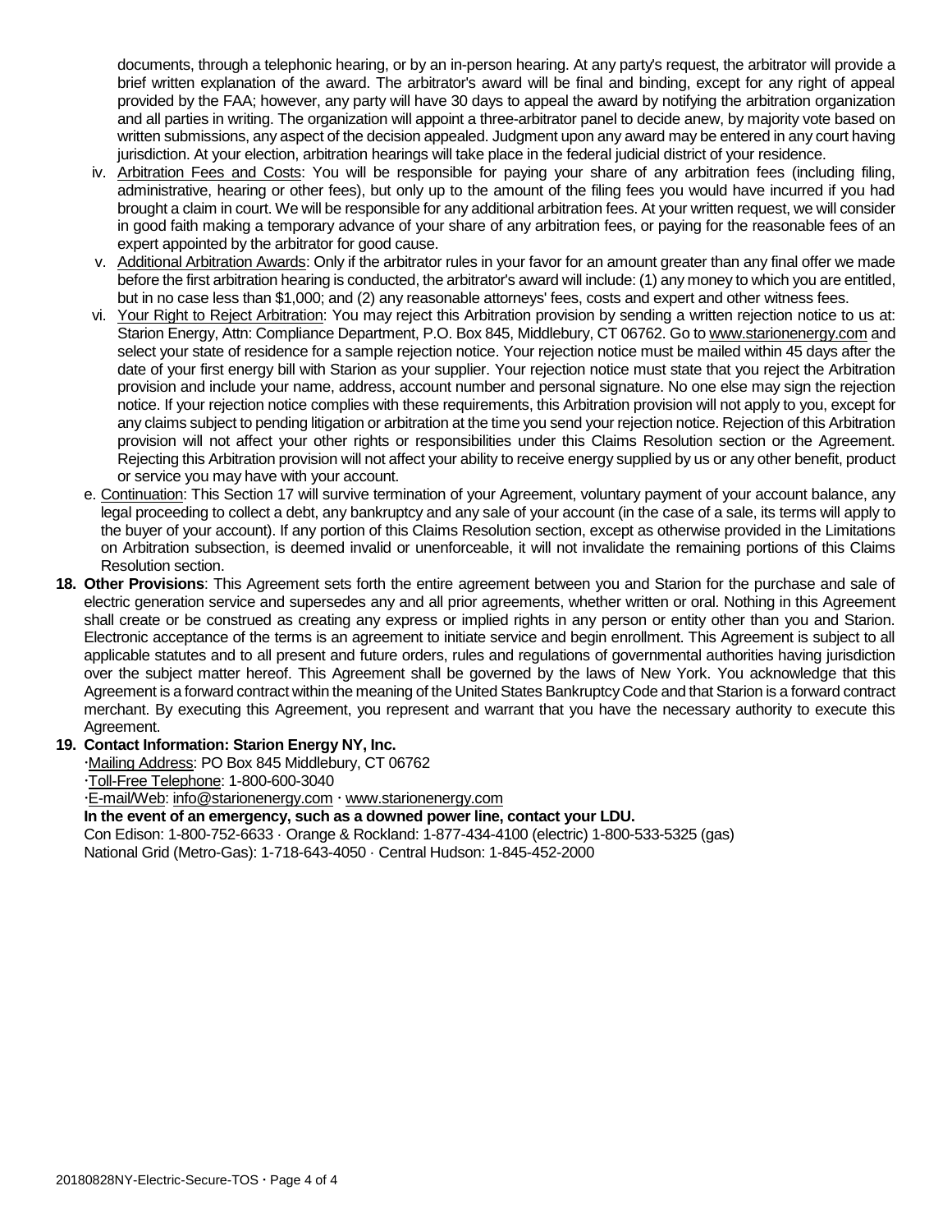documents, through a telephonic hearing, or by an in-person hearing. At any party's request, the arbitrator will provide a brief written explanation of the award. The arbitrator's award will be final and binding, except for any right of appeal provided by the FAA; however, any party will have 30 days to appeal the award by notifying the arbitration organization and all parties in writing. The organization will appoint a three-arbitrator panel to decide anew, by majority vote based on written submissions, any aspect of the decision appealed. Judgment upon any award may be entered in any court having jurisdiction. At your election, arbitration hearings will take place in the federal judicial district of your residence.

iv. Arbitration Fees and Costs: You will be responsible for paying your share of any arbitration fees (including filing, administrative, hearing or other fees), but only up to the amount of the filing fees you would have incurred if you had brought a claim in court. We will be responsible for any additional arbitration fees. At your written request, we will consider in good faith making a temporary advance of your share of any arbitration fees, or paying for the reasonable fees of an expert appointed by the arbitrator for good cause.

v. Additional Arbitration Awards: Only if the arbitrator rules in your favor for an amount greater than any final offer we made before the first arbitration hearing is conducted, the arbitrator's award will include: (1) any money to which you are entitled, but in no case less than $1,000; and (2) any reasonable attorneys' fees, costs and expert and other witness fees.

vi. Your Right to Reject Arbitration: You may reject this Arbitration provision by sending a written rejection notice to us at: Starion Energy, Attn: Compliance Department, P.O. Box 845, Middlebury, CT 06762. Go to www.starionenergy.com and select your state of residence for a sample rejection notice. Your rejection notice must be mailed within 45 days after the date of your first energy bill with Starion as your supplier. Your rejection notice must state that you reject the Arbitration provision and include your name, address, account number and personal signature. No one else may sign the rejection notice. If your rejection notice complies with these requirements, this Arbitration provision will not apply to you, except for any claims subject to pending litigation or arbitration at the time you send your rejection notice. Rejection of this Arbitration provision will not affect your other rights or responsibilities under this Claims Resolution section or the Agreement. Rejecting this Arbitration provision will not affect your ability to receive energy supplied by us or any other benefit, product or service you may have with your account.

e. Continuation: This Section 17 will survive termination of your Agreement, voluntary payment of your account balance, any legal proceeding to collect a debt, any bankruptcy and any sale of your account (in the case of a sale, its terms will apply to the buyer of your account). If any portion of this Claims Resolution section, except as otherwise provided in the Limitations on Arbitration subsection, is deemed invalid or unenforceable, it will not invalidate the remaining portions of this Claims Resolution section.

**18. Other Provisions**: This Agreement sets forth the entire agreement between you and Starion for the purchase and sale of electric generation service and supersedes any and all prior agreements, whether written or oral. Nothing in this Agreement shall create or be construed as creating any express or implied rights in any person or entity other than you and Starion. Electronic acceptance of the terms is an agreement to initiate service and begin enrollment. This Agreement is subject to all applicable statutes and to all present and future orders, rules and regulations of governmental authorities having jurisdiction over the subject matter hereof. This Agreement shall be governed by the laws of New York. You acknowledge that this Agreement is a forward contract within the meaning of the United States Bankruptcy Code and that Starion is a forward contract merchant. By executing this Agreement, you represent and warrant that you have the necessary authority to execute this Agreement.

**19. Contact Information: Starion Energy NY, Inc.**

·Mailing Address: PO Box 845 Middlebury, CT 06762
·Toll-Free Telephone: 1-800-600-3040
·E-mail/Web: info@starionenergy.com · www.starionenergy.com

**In the event of an emergency, such as a downed power line, contact your LDU.**

Con Edison: 1-800-752-6633 · Orange & Rockland: 1-877-434-4100 (electric) 1-800-533-5325 (gas)
National Grid (Metro-Gas): 1-718-643-4050 · Central Hudson: 1-845-452-2000